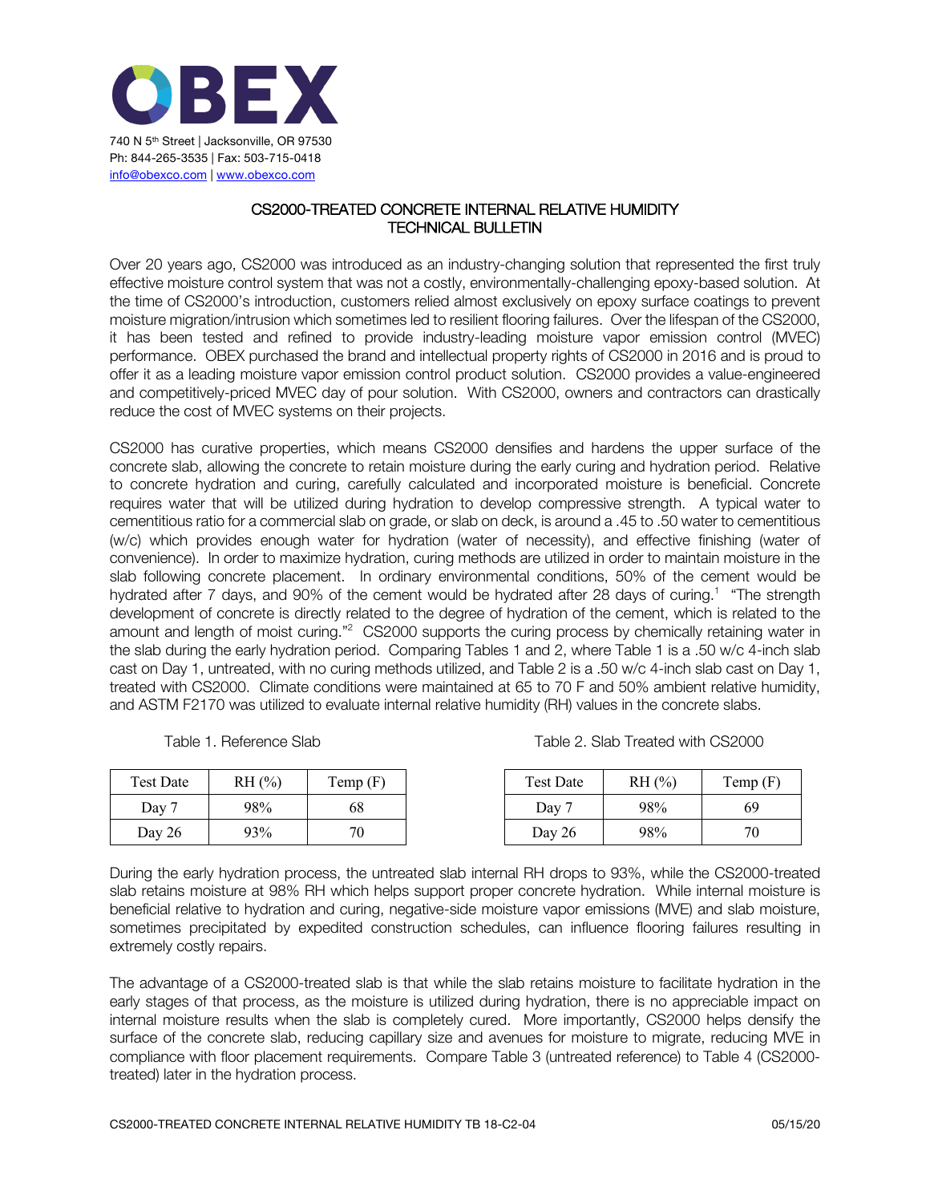**OBEX**

740 N 5th Street | Jacksonville, OR 97530
Ph: 844-265-3535 | Fax: 503-715-0418
info@obexco.com | www.obexco.com

# CS2000-TREATED CONCRETE INTERNAL RELATIVE HUMIDITY TECHNICAL BULLETIN

Over 20 years ago, CS2000 was introduced as an industry-changing solution that represented the first truly effective moisture control system that was not a costly, environmentally-challenging epoxy-based solution. At the time of CS2000's introduction, customers relied almost exclusively on epoxy surface coatings to prevent moisture migration/intrusion which sometimes led to resilient flooring failures. Over the lifespan of the CS2000, it has been tested and refined to provide industry-leading moisture vapor emission control (MVEC) performance. OBEX purchased the brand and intellectual property rights of CS2000 in 2016 and is proud to offer it as a leading moisture vapor emission control product solution. CS2000 provides a value-engineered and competitively-priced MVEC day of pour solution. With CS2000, owners and contractors can drastically reduce the cost of MVEC systems on their projects.

CS2000 has curative properties, which means CS2000 densifies and hardens the upper surface of the concrete slab, allowing the concrete to retain moisture during the early curing and hydration period. Relative to concrete hydration and curing, carefully calculated and incorporated moisture is beneficial. Concrete requires water that will be utilized during hydration to develop compressive strength. A typical water to cementitious ratio for a commercial slab on grade, or slab on deck, is around a .45 to .50 water to cementitious (w/c) which provides enough water for hydration (water of necessity), and effective finishing (water of convenience). In order to maximize hydration, curing methods are utilized in order to maintain moisture in the slab following concrete placement. In ordinary environmental conditions, 50% of the cement would be hydrated after 7 days, and 90% of the cement would be hydrated after 28 days of curing.[1] "The strength development of concrete is directly related to the degree of hydration of the cement, which is related to the amount and length of moist curing."[2] CS2000 supports the curing process by chemically retaining water in the slab during the early hydration period. Comparing Tables 1 and 2, where Table 1 is a .50 w/c 4-inch slab cast on Day 1, untreated, with no curing methods utilized, and Table 2 is a .50 w/c 4-inch slab cast on Day 1, treated with CS2000. Climate conditions were maintained at 65 to 70 F and 50% ambient relative humidity, and ASTM F2170 was utilized to evaluate internal relative humidity (RH) values in the concrete slabs.

Table 1. Reference Slab

| Test Date | RH (%) | Temp (F) |
|---|---|---|
| Day 7 | 98% | 68 |
| Day 26 | 93% | 70 |

Table 2. Slab Treated with CS2000

| Test Date | RH (%) | Temp (F) |
|---|---|---|
| Day 7 | 98% | 69 |
| Day 26 | 98% | 70 |

During the early hydration process, the untreated slab internal RH drops to 93%, while the CS2000-treated slab retains moisture at 98% RH which helps support proper concrete hydration. While internal moisture is beneficial relative to hydration and curing, negative-side moisture vapor emissions (MVE) and slab moisture, sometimes precipitated by expedited construction schedules, can influence flooring failures resulting in extremely costly repairs.

The advantage of a CS2000-treated slab is that while the slab retains moisture to facilitate hydration in the early stages of that process, as the moisture is utilized during hydration, there is no appreciable impact on internal moisture results when the slab is completely cured. More importantly, CS2000 helps densify the surface of the concrete slab, reducing capillary size and avenues for moisture to migrate, reducing MVE in compliance with floor placement requirements. Compare Table 3 (untreated reference) to Table 4 (CS2000-treated) later in the hydration process.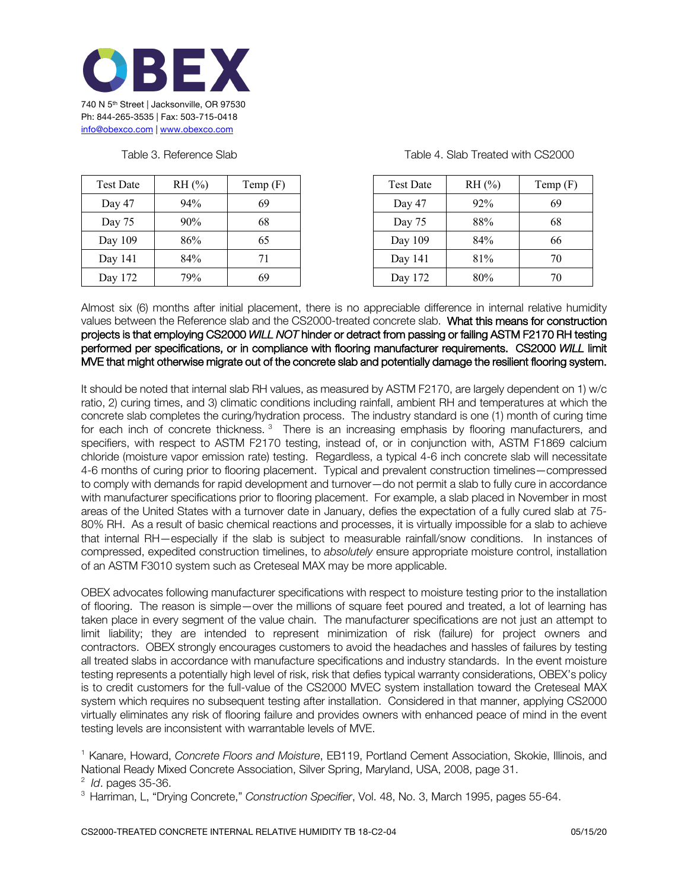OBEX

740 N 5th Street | Jacksonville, OR 97530
Ph: 844-265-3535 | Fax: 503-715-0418
info@obexco.com | www.obexco.com

Table 3. Reference Slab

| Test Date | RH (%) | Temp (F) |
|---|---|---|
| Day 47 | 94% | 69 |
| Day 75 | 90% | 68 |
| Day 109 | 86% | 65 |
| Day 141 | 84% | 71 |
| Day 172 | 79% | 69 |

Table 4. Slab Treated with CS2000

| Test Date | RH (%) | Temp (F) |
|---|---|---|
| Day 47 | 92% | 69 |
| Day 75 | 88% | 68 |
| Day 109 | 84% | 66 |
| Day 141 | 81% | 70 |
| Day 172 | 80% | 70 |

Almost six (6) months after initial placement, there is no appreciable difference in internal relative humidity values between the Reference slab and the CS2000-treated concrete slab. **What this means for construction projects is that employing CS2000 *WILL NOT* hinder or detract from passing or failing ASTM F2170 RH testing performed per specifications, or in compliance with flooring manufacturer requirements. CS2000 *WILL* limit MVE that might otherwise migrate out of the concrete slab and potentially damage the resilient flooring system.**

It should be noted that internal slab RH values, as measured by ASTM F2170, are largely dependent on 1) w/c ratio, 2) curing times, and 3) climatic conditions including rainfall, ambient RH and temperatures at which the concrete slab completes the curing/hydration process. The industry standard is one (1) month of curing time for each inch of concrete thickness.[3] There is an increasing emphasis by flooring manufacturers, and specifiers, with respect to ASTM F2170 testing, instead of, or in conjunction with, ASTM F1869 calcium chloride (moisture vapor emission rate) testing. Regardless, a typical 4-6 inch concrete slab will necessitate 4-6 months of curing prior to flooring placement. Typical and prevalent construction timelines—compressed to comply with demands for rapid development and turnover—do not permit a slab to fully cure in accordance with manufacturer specifications prior to flooring placement. For example, a slab placed in November in most areas of the United States with a turnover date in January, defies the expectation of a fully cured slab at 75-80% RH. As a result of basic chemical reactions and processes, it is virtually impossible for a slab to achieve that internal RH—especially if the slab is subject to measurable rainfall/snow conditions. In instances of compressed, expedited construction timelines, to *absolutely* ensure appropriate moisture control, installation of an ASTM F3010 system such as Creteseal MAX may be more applicable.

OBEX advocates following manufacturer specifications with respect to moisture testing prior to the installation of flooring. The reason is simple—over the millions of square feet poured and treated, a lot of learning has taken place in every segment of the value chain. The manufacturer specifications are not just an attempt to limit liability; they are intended to represent minimization of risk (failure) for project owners and contractors. OBEX strongly encourages customers to avoid the headaches and hassles of failures by testing all treated slabs in accordance with manufacture specifications and industry standards. In the event moisture testing represents a potentially high level of risk, risk that defies typical warranty considerations, OBEX's policy is to credit customers for the full-value of the CS2000 MVEC system installation toward the Creteseal MAX system which requires no subsequent testing after installation. Considered in that manner, applying CS2000 virtually eliminates any risk of flooring failure and provides owners with enhanced peace of mind in the event testing levels are inconsistent with warrantable levels of MVE.

[1] Kanare, Howard, *Concrete Floors and Moisture*, EB119, Portland Cement Association, Skokie, Illinois, and National Ready Mixed Concrete Association, Silver Spring, Maryland, USA, 2008, page 31.
[2] *Id*. pages 35-36.
[3] Harriman, L, "Drying Concrete," *Construction Specifier*, Vol. 48, No. 3, March 1995, pages 55-64.

CS2000-TREATED CONCRETE INTERNAL RELATIVE HUMIDITY TB 18-C2-04 05/15/20